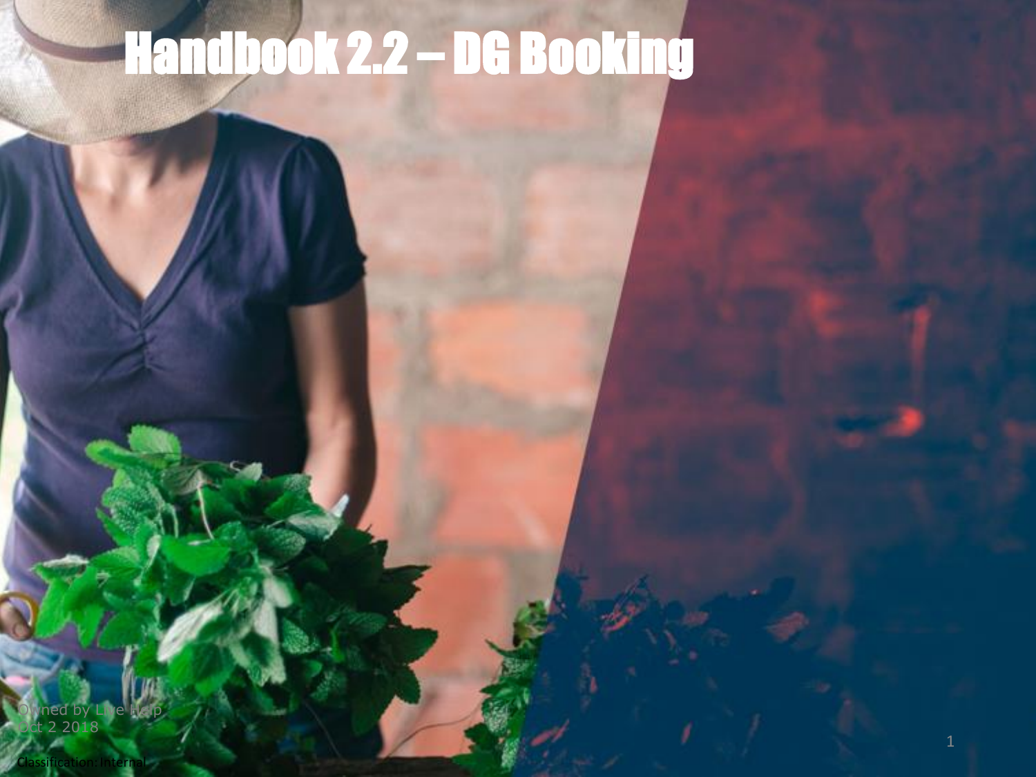# Handbook 2.2 – DG Booking

Owned by Live Help
Oct 2 2018

Classification: Internal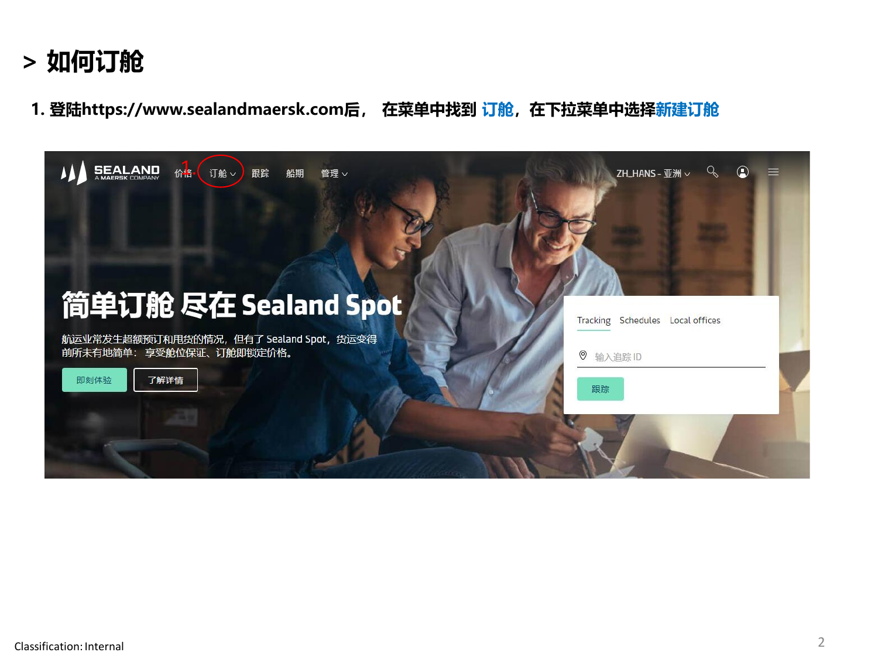# > 如何订舱

**1. 登陆https://www.sealandmaersk.com后， 在菜单中找到 订舱，在下拉菜单中选择新建订舱**

Classification: Internal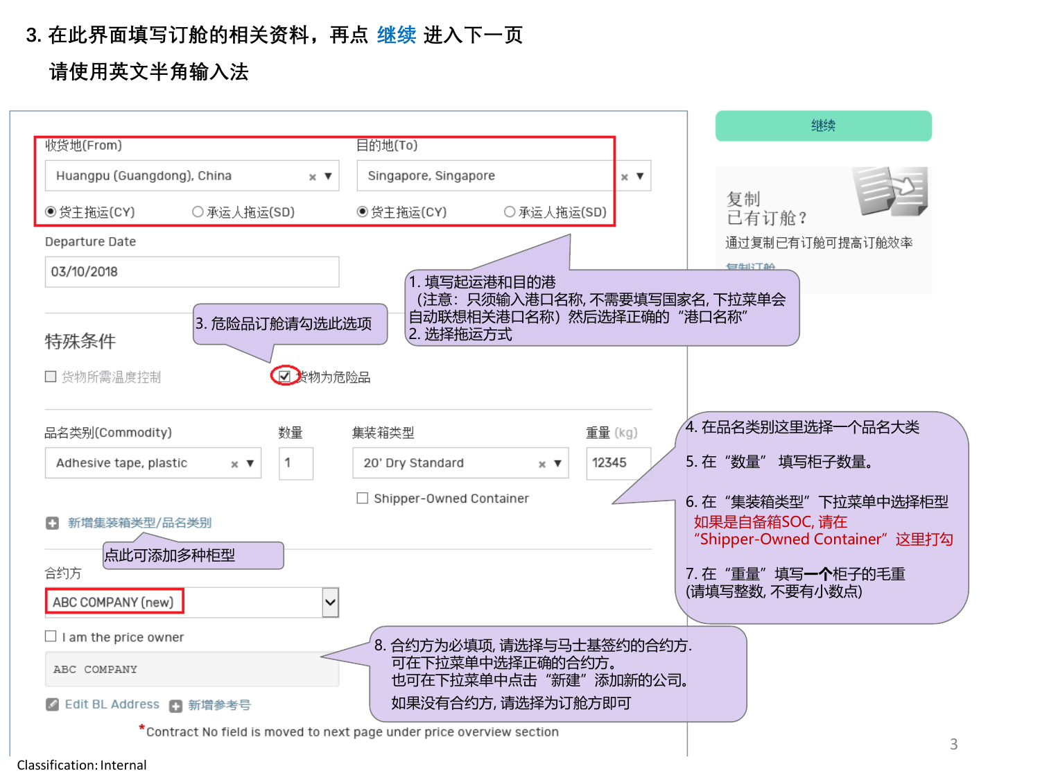## 3. 在此界面填写订舱的相关资料，再点 继续 进入下一页

请使用英文半角输入法

收货地(From)

Huangpu (Guangdong), China

◉ 货主拖运(CY)　○ 承运人拖运(SD)

目的地(To)

Singapore, Singapore

◉ 货主拖运(CY)　○ 承运人拖运(SD)

Departure Date

03/10/2018

特殊条件

☐ 货物所需温度控制　☑ 货物为危险品

品名类别(Commodity)　Adhesive tape, plastic

数量　1

集装箱类型　20' Dry Standard

重量 (kg)　12345

☐ Shipper-Owned Container

新增集装箱类型/品名类别

合约方

ABC COMPANY (new)

☐ I am the price owner

ABC COMPANY

Edit BL Address　新增参考号

*Contract No field is moved to next page under price overview section

继续

复制已有订舱？

通过复制已有订舱可提高订舱效率

复制订舱

1. 填写起运港和目的港
（注意：只须输入港口名称, 不需要填写国家名, 下拉菜单会自动联想相关港口名称）然后选择正确的“港口名称”
2. 选择拖运方式

3. 危险品订舱请勾选此选项

4. 在品名类别这里选择一个品名大类

5. 在“数量” 填写柜子数量。

6. 在“集装箱类型”下拉菜单中选择柜型
如果是自备箱SOC, 请在“Shipper-Owned Container”这里打勾

7. 在“重量”填写**一个**柜子的毛重
(请填写整数, 不要有小数点)

点此可添加多种柜型

8. 合约方为必填项, 请选择与马士基签约的合约方.
可在下拉菜单中选择正确的合约方。
也可在下拉菜单中点击“新建”添加新的公司。
如果没有合约方, 请选择为订舱方即可

Classification: Internal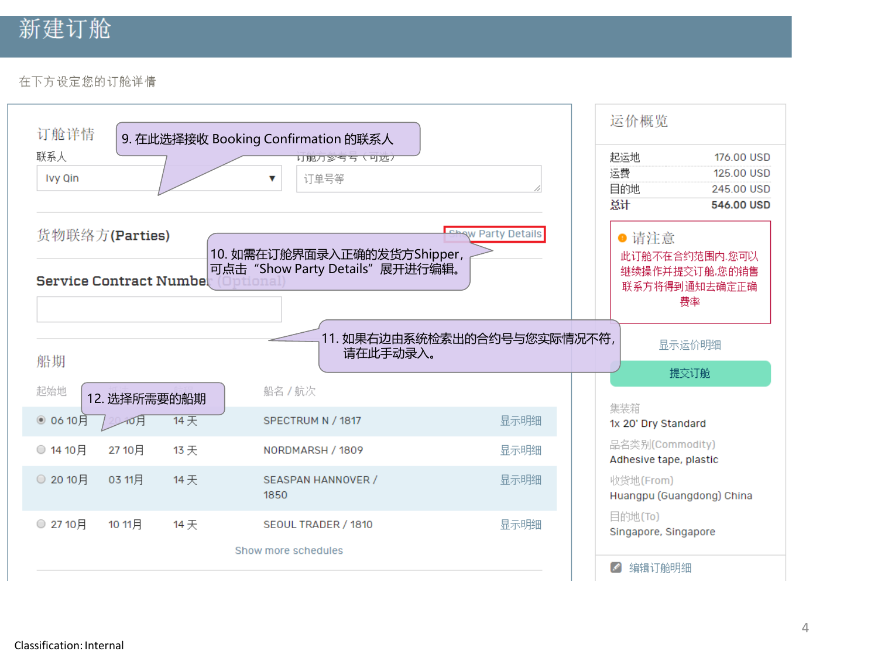# 新建订舱

在下方设定您的订舱详情

## 订舱详情

联系人

Ivy Qin ▼

订舱方参考号（可选）

订单号等

> 9. 在此选择接收 Booking Confirmation 的联系人

## 货物联络方(Parties)

Show Party Details

> 10. 如需在订舱界面录入正确的发货方Shipper，可点击 “Show Party Details” 展开进行编辑。

**Service Contract Number (Optional)**

> 11. 如果右边由系统检索出的合约号与您实际情况不符，请在此手动录入。

## 船期

> 12. 选择所需要的船期

| 起始地 | 抵达 | 航程 | 船名 / 航次 | |
|---|---|---|---|---|
| ◉ 06 10月 | 20 10月 | 14 天 | SPECTRUM N / 1817 | 显示明细 |
| ○ 14 10月 | 27 10月 | 13 天 | NORDMARSH / 1809 | 显示明细 |
| ○ 20 10月 | 03 11月 | 14 天 | SEASPAN HANNOVER / 1850 | 显示明细 |
| ○ 27 10月 | 10 11月 | 14 天 | SEOUL TRADER / 1810 | 显示明细 |

Show more schedules

## 运价概览

| | |
|---|---|
| 起运地 | 176.00 USD |
| 运费 | 125.00 USD |
| 目的地 | 245.00 USD |
| **总计** | **546.00 USD** |

● 请注意

此订舱不在合约范围内.您可以继续操作并提交订舱.您的销售联系方将得到通知去确定正确费率

显示运价明细

提交订舱

集装箱

1x 20' Dry Standard

品名类别(Commodity)

Adhesive tape, plastic

收货地(From)

Huangpu (Guangdong) China

目的地(To)

Singapore, Singapore

编辑订舱明细

Classification: Internal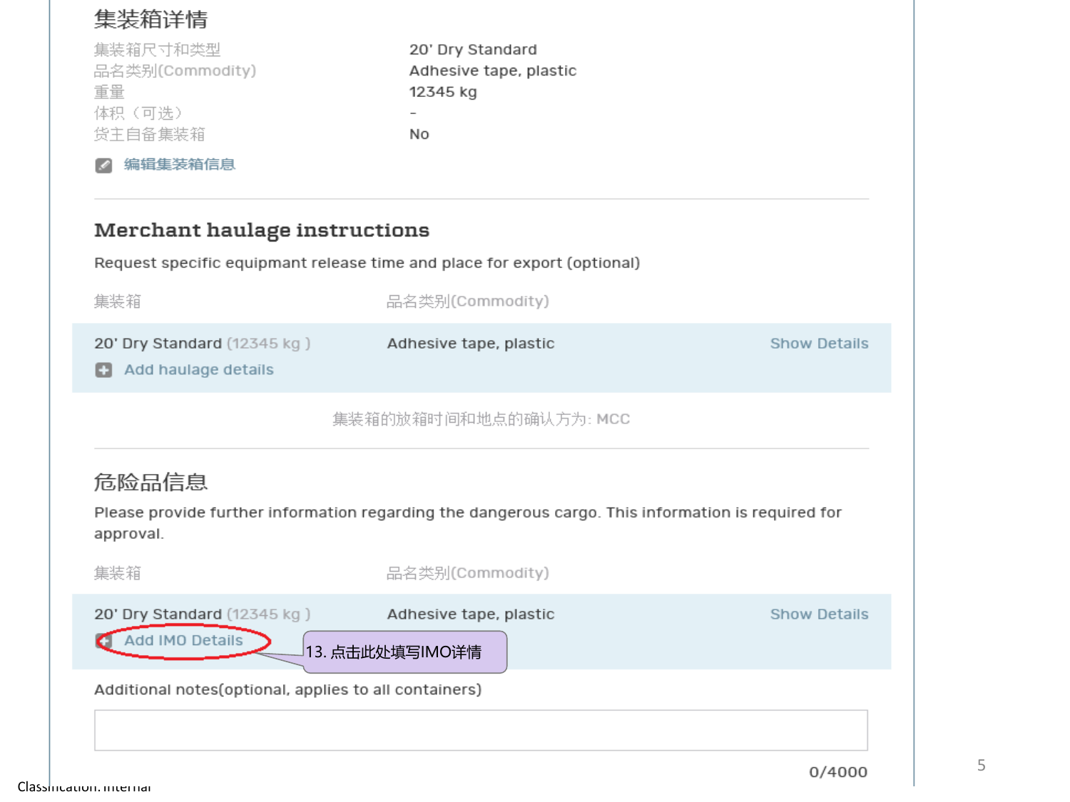## 集装箱详情

| | |
|---|---|
| 集装箱尺寸和类型 | 20' Dry Standard |
| 品名类别(Commodity) | Adhesive tape, plastic |
| 重量 | 12345 kg |
| 体积（可选） | - |
| 货主自备集装箱 | No |

编辑集装箱信息

## Merchant haulage instructions

Request specific equipmant release time and place for export (optional)

| 集装箱 | 品名类别(Commodity) | |
|---|---|---|
| 20' Dry Standard (12345 kg ) | Adhesive tape, plastic | Show Details |

Add haulage details

集装箱的放箱时间和地点的确认方为: MCC

## 危险品信息

Please provide further information regarding the dangerous cargo. This information is required for approval.

| 集装箱 | 品名类别(Commodity) | |
|---|---|---|
| 20' Dry Standard (12345 kg ) | Adhesive tape, plastic | Show Details |

Add IMO Details

13. 点击此处填写IMO详情

Additional notes(optional, applies to all containers)

0/4000

Classification: Internal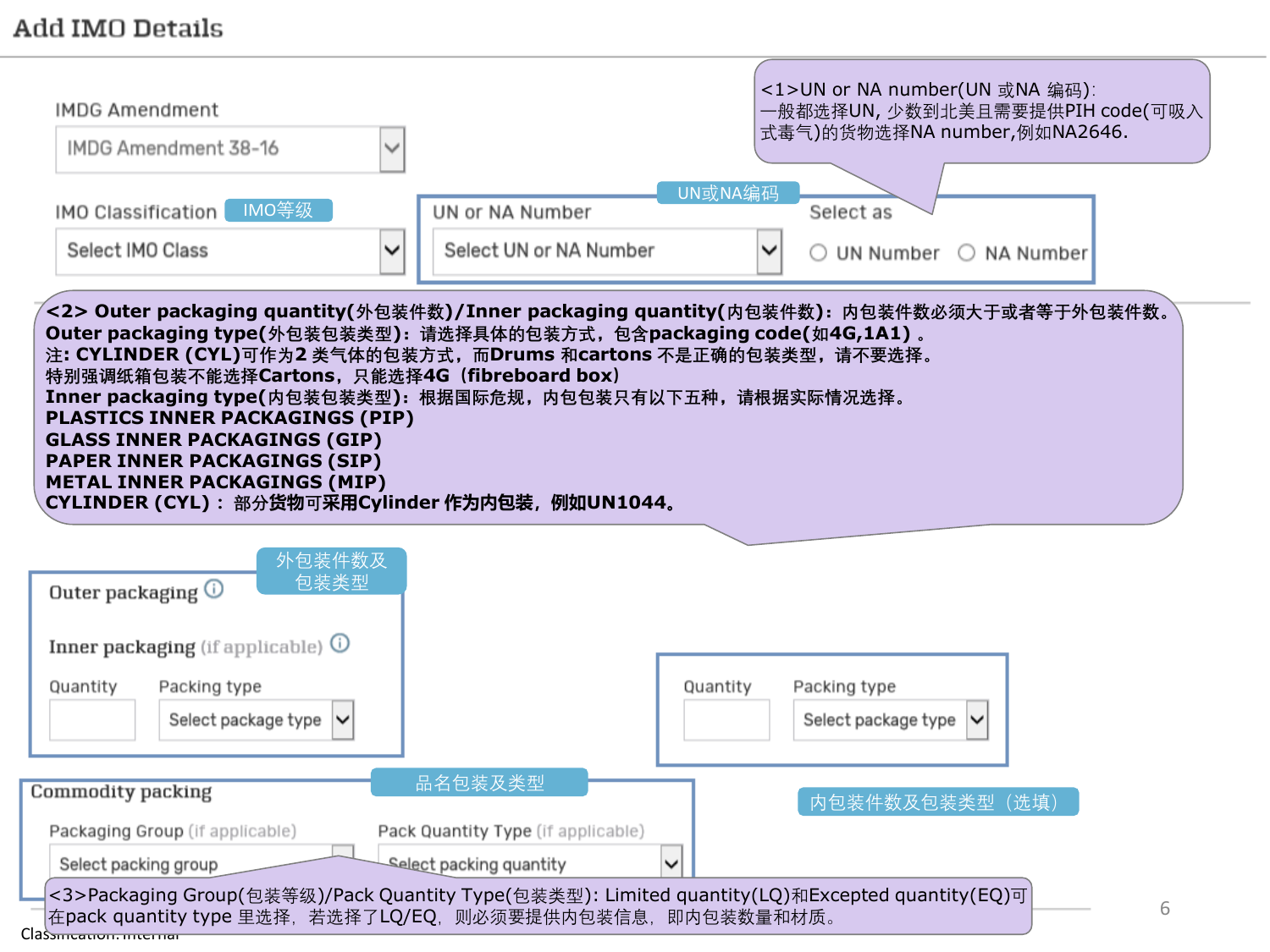# Add IMO Details

IMDG Amendment

IMDG Amendment 38-16

IMO Classification IMO等级

Select IMO Class

UN或NA编码

UN or NA Number

Select UN or NA Number

Select as

UN Number NA Number

<1>UN or NA number(UN 或NA 编码):
一般都选择UN, 少数到北美且需要提供PIH code(可吸入式毒气)的货物选择NA number,例如NA2646.

**<2> Outer packaging quantity(外包装件数)/Inner packaging quantity(内包装件数)：内包装件数必须大于或者等于外包装件数。**
**Outer packaging type(外包装包装类型)：请选择具体的包装方式，包含packaging code(如4G,1A1) 。**
**注: CYLINDER (CYL)可作为2 类气体的包装方式，而Drums 和cartons 不是正确的包装类型，请不要选择。**
**特别强调纸箱包装不能选择Cartons，只能选择4G（fibreboard box）**
**Inner packaging type(内包装包装类型)：根据国际危规，内包包装只有以下五种，请根据实际情况选择。**
**PLASTICS INNER PACKAGINGS (PIP)**
**GLASS INNER PACKAGINGS (GIP)**
**PAPER INNER PACKAGINGS (SIP)**
**METAL INNER PACKAGINGS (MIP)**
**CYLINDER (CYL)： 部分货物可采用Cylinder 作为内包装，例如UN1044。**

外包装件数及包装类型

Outer packaging

Inner packaging (if applicable)

Quantity | Packing type: Select package type

Quantity | Packing type: Select package type

内包装件数及包装类型（选填）

Commodity packing 品名包装及类型

Packaging Group (if applicable): Select packing group

Pack Quantity Type (if applicable): Select packing quantity

<3>Packaging Group(包装等级)/Pack Quantity Type(包装类型): Limited quantity(LQ)和Excepted quantity(EQ)可在pack quantity type 里选择，若选择了LQ/EQ，则必须要提供内包装信息，即内包装数量和材质。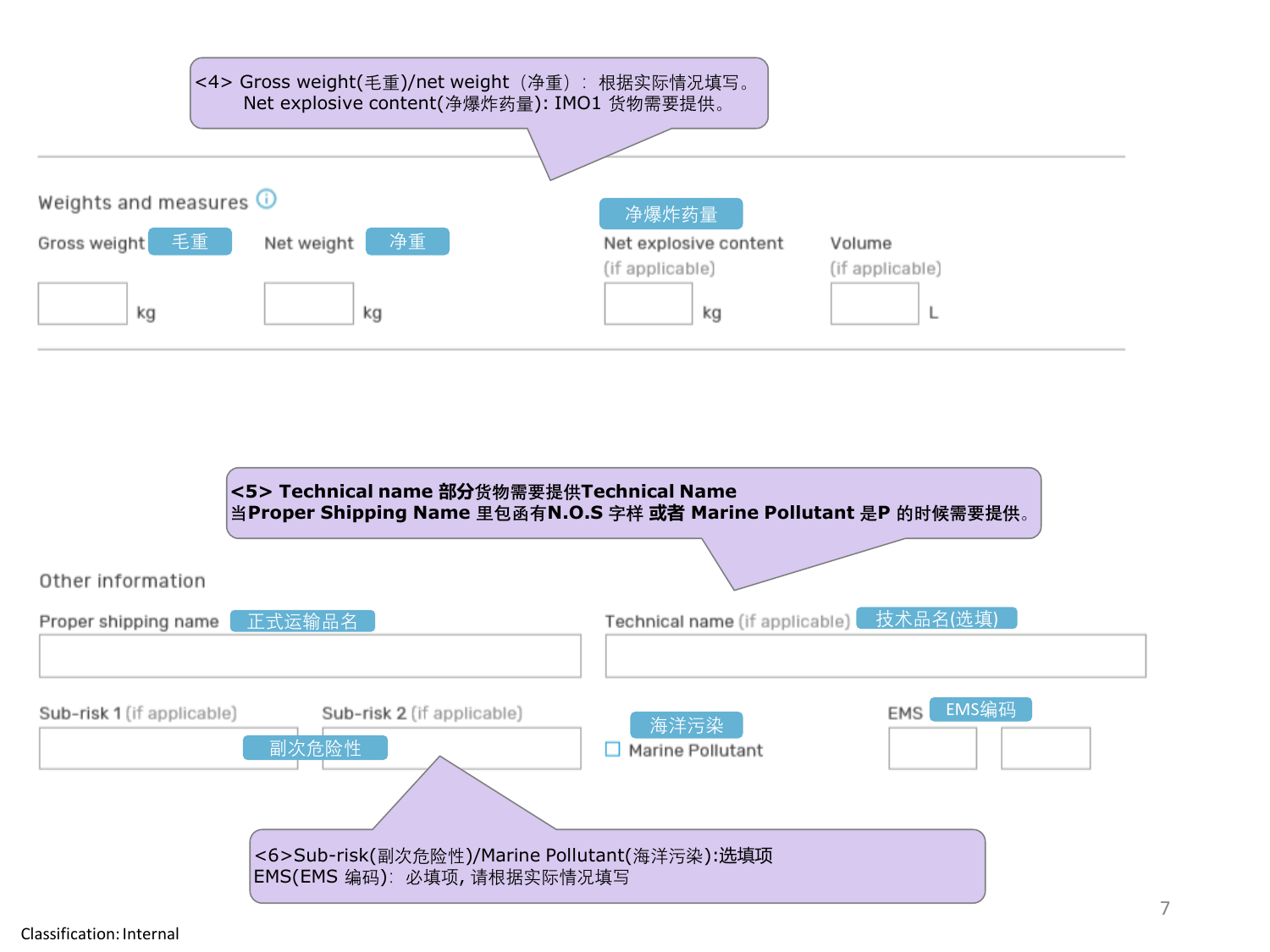<4> Gross weight(毛重)/net weight（净重）：根据实际情况填写。
Net explosive content(净爆炸药量): IMO1 货物需要提供。

## Weights and measures

Gross weight 毛重

kg

Net weight 净重

kg

净爆炸药量
Net explosive content (if applicable)

kg

Volume (if applicable)

L

**<5> Technical name 部分货物需要提供Technical Name**
**当Proper Shipping Name 里包函有N.O.S 字样 或者 Marine Pollutant 是P 的时候需要提供。**

## Other information

Proper shipping name 正式运输品名

Technical name (if applicable) 技术品名(选填)

Sub-risk 1 (if applicable) 副次危险性

Sub-risk 2 (if applicable)

海洋污染
☐ Marine Pollutant

EMS EMS编码

<6>Sub-risk(副次危险性)/Marine Pollutant(海洋污染):选填项
EMS(EMS 编码)：必填项，请根据实际情况填写

Classification: Internal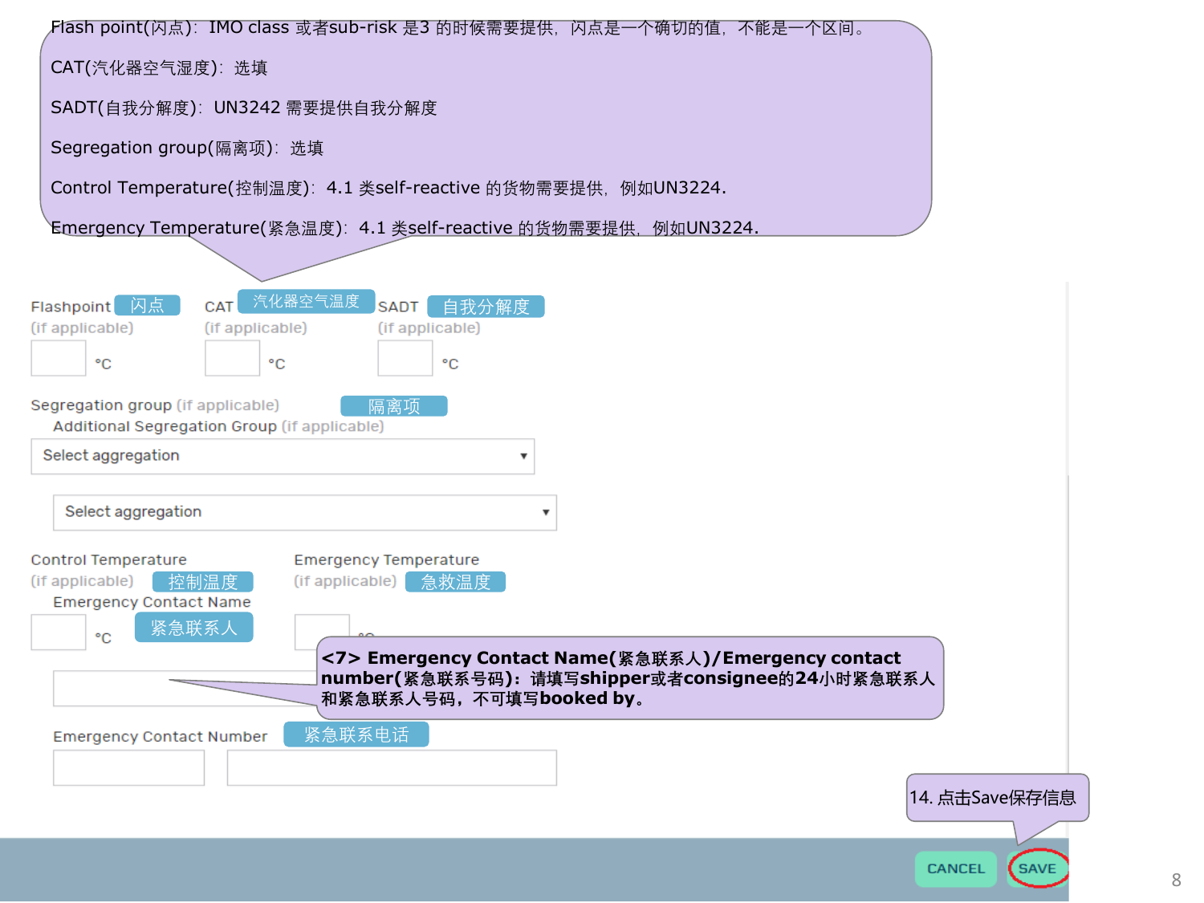Flash point(闪点)：IMO class 或者sub-risk 是3 的时候需要提供，闪点是一个确切的值，不能是一个区间。

CAT(汽化器空气湿度)：选填

SADT(自我分解度)：UN3242 需要提供自我分解度

Segregation group(隔离项)：选填

Control Temperature(控制温度)：4.1 类self-reactive 的货物需要提供，例如UN3224.

Emergency Temperature(紧急温度)：4.1 类self-reactive 的货物需要提供，例如UN3224.

Flashpoint 闪点 (if applicable) °C

CAT 汽化器空气温度 (if applicable) °C

SADT 自我分解度 (if applicable) °C

Segregation group (if applicable) 隔离项

Additional Segregation Group (if applicable)

Select aggregation

Select aggregation

Control Temperature (if applicable) 控制温度 °C

Emergency Temperature (if applicable) 急救温度 °C

Emergency Contact Name 紧急联系人

**<7> Emergency Contact Name(紧急联系人)/Emergency contact number(紧急联系号码)：请填写shipper或者consignee的24小时紧急联系人和紧急联系人号码，不可填写booked by。**

Emergency Contact Number 紧急联系电话

14. 点击Save保存信息

CANCEL SAVE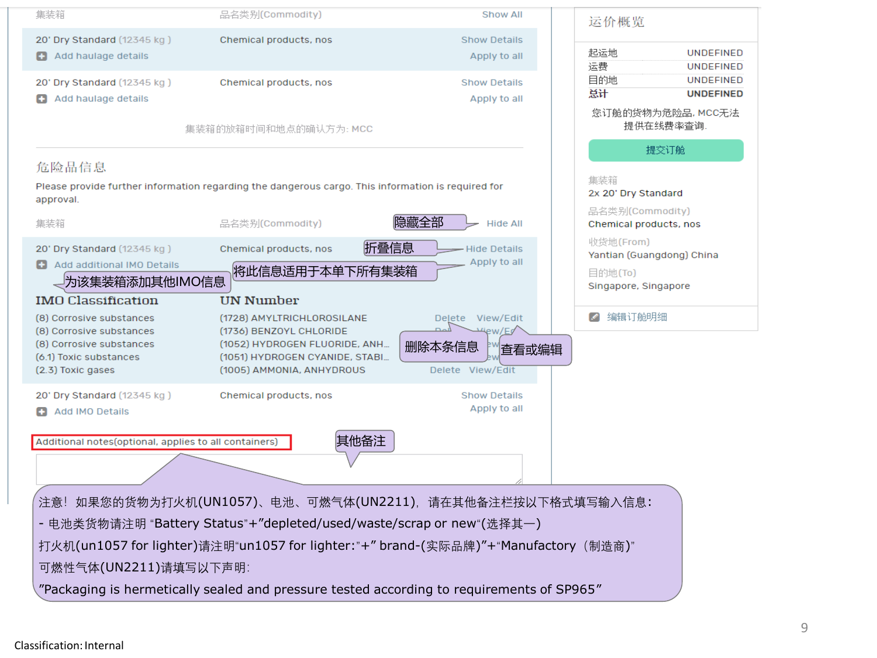| 集装箱 | 品名类别(Commodity) | Show All |
|---|---|---|
| 20' Dry Standard (12345 kg) | Chemical products, nos | Show Details |
| Add haulage details | | Apply to all |
| 20' Dry Standard (12345 kg) | Chemical products, nos | Show Details |
| Add haulage details | | Apply to all |

集装箱的放箱时间和地点的确认方为: MCC

## 危险品信息

Please provide further information regarding the dangerous cargo. This information is required for approval.

| 集装箱 | 品名类别(Commodity) | Hide All |
|---|---|---|
| 20' Dry Standard (12345 kg) | Chemical products, nos | Hide Details |
| Add additional IMO Details | | Apply to all |

| IMO Classification | UN Number | |
|---|---|---|
| (8) Corrosive substances | (1728) AMYLTRICHLOROSILANE | Delete View/Edit |
| (8) Corrosive substances | (1736) BENZOYL CHLORIDE | Delete View/Edit |
| (8) Corrosive substances | (1052) HYDROGEN FLUORIDE, ANH... | Delete View/Edit |
| (6.1) Toxic substances | (1051) HYDROGEN CYANIDE, STABI... | Delete View/Edit |
| (2.3) Toxic gases | (1005) AMMONIA, ANHYDROUS | Delete View/Edit |

| | | |
|---|---|---|
| 20' Dry Standard (12345 kg) | Chemical products, nos | Show Details |
| Add IMO Details | | Apply to all |

Additional notes(optional, applies to all containers)

隐藏全部

折叠信息

将此信息适用于本单下所有集装箱

为该集装箱添加其他IMO信息

删除本条信息

查看或编辑

其他备注

注意！如果您的货物为打火机(UN1057)、电池、可燃气体(UN2211)，请在其他备注栏按以下格式填写输入信息：
- 电池类货物请注明 "Battery Status"+"depleted/used/waste/scrap or new"(选择其一)

打火机(un1057 for lighter)请注明"un1057 for lighter:"+" brand-(实际品牌)"+"Manufactory（制造商)"

可燃性气体(UN2211)请填写以下声明:

"Packaging is hermetically sealed and pressure tested according to requirements of SP965"

## 运价概览

| | |
|---|---|
| 起运地 | UNDEFINED |
| 运费 | UNDEFINED |
| 目的地 | UNDEFINED |
| **总计** | **UNDEFINED** |

您订舱的货物为危险品，MCC无法提供在线费率查询。

提交订舱

集装箱
2x 20' Dry Standard

品名类别(Commodity)
Chemical products, nos

收货地(From)
Yantian (Guangdong) China

目的地(To)
Singapore, Singapore

编辑订舱明细

Classification: Internal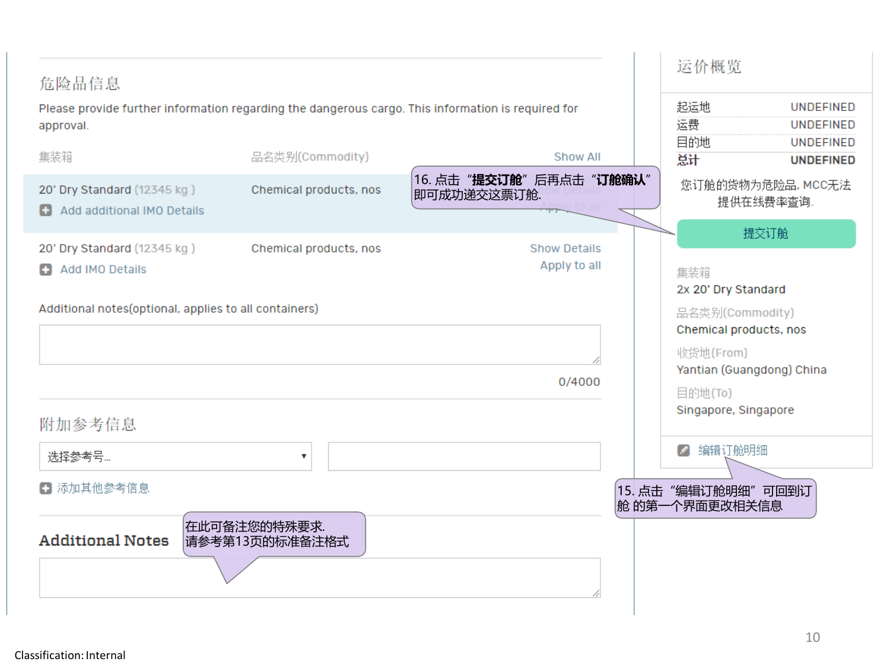## 危险品信息

Please provide further information regarding the dangerous cargo. This information is required for approval.

| 集装箱 | 品名类别(Commodity) | Show All |
| --- | --- | --- |
| 20' Dry Standard (12345 kg ) <br> Add additional IMO Details | Chemical products, nos | Show Details <br> Apply to all |
| 20' Dry Standard (12345 kg ) <br> Add IMO Details | Chemical products, nos | Show Details <br> Apply to all |

16. 点击"**提交订舱**"后再点击"**订舱确认**"即可成功递交这票订舱.

Additional notes(optional, applies to all containers)

0/4000

## 附加参考信息

选择参考号...

添加其他参考信息

## Additional Notes

在此可备注您的特殊要求.
请参考第13页的标准备注格式

## 运价概览

| | |
| --- | --- |
| 起运地 | UNDEFINED |
| 运费 | UNDEFINED |
| 目的地 | UNDEFINED |
| **总计** | **UNDEFINED** |

您订舱的货物为危险品, MCC无法提供在线费率查询.

提交订舱

集装箱
2x 20' Dry Standard

品名类别(Commodity)
Chemical products, nos

收货地(From)
Yantian (Guangdong) China

目的地(To)
Singapore, Singapore

编辑订舱明细

15. 点击"编辑订舱明细"可回到订舱 的第一个界面更改相关信息

Classification: Internal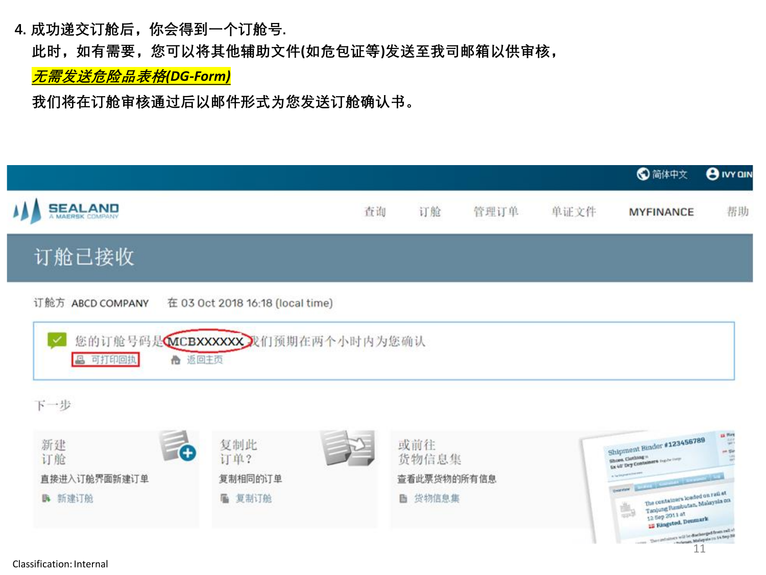4. 成功递交订舱后，你会得到一个订舱号.

此时，如有需要，您可以将其他辅助文件(如危包证等)发送至我司邮箱以供审核，

***无需发送危险品表格(DG-Form)***

我们将在订舱审核通过后以邮件形式为您发送订舱确认书。

简体中文 IVY QIN

SEALAND A MAERSK COMPANY

查询 订舱 管理订单 单证文件 MYFINANCE 帮助

# 订舱已接收

订舱方 ABCD COMPANY 在 03 Oct 2018 16:18 (local time)

您的订舱号码是MCBXXXXXX我们预期在两个小时内为您确认

可打印回执 返回主页

下一步

| 新建订舱 | 复制此订单？ | 或前往货物信息集 |
| --- | --- | --- |
| 直接进入订舱界面新建订单 | 复制相同的订单 | 查看此票货物的所有信息 |
| 新建订舱 | 复制订舱 | 货物信息集 |

Classification: Internal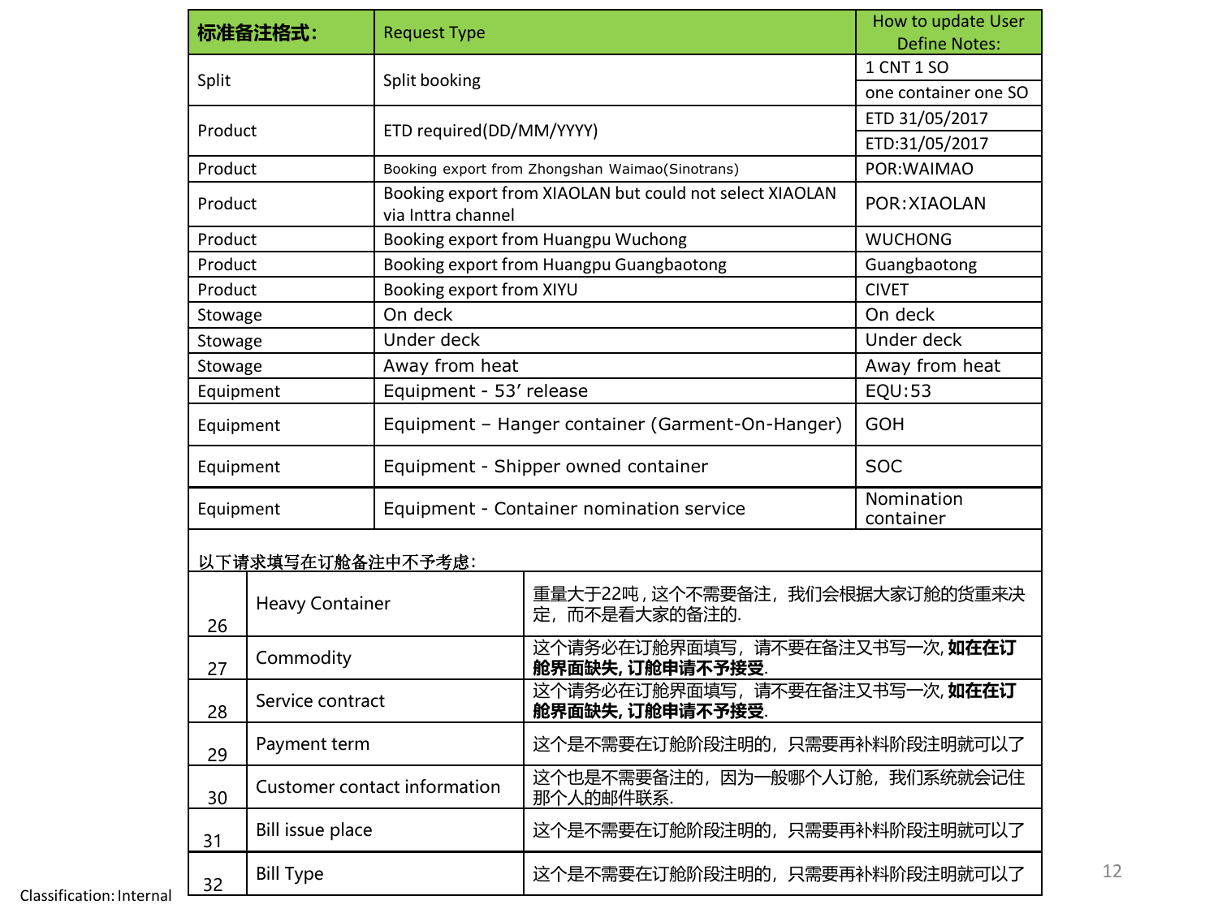| 标准备注格式: | Request Type | How to update User Define Notes: |
|---|---|---|
| Split | Split booking | 1 CNT 1 SO |
| | | one container one SO |
| Product | ETD required(DD/MM/YYYY) | ETD 31/05/2017 |
| | | ETD:31/05/2017 |
| Product | Booking export from Zhongshan Waimao(Sinotrans) | POR:WAIMAO |
| Product | Booking export from XIAOLAN but could not select XIAOLAN via Inttra channel | POR:XIAOLAN |
| Product | Booking export from Huangpu Wuchong | WUCHONG |
| Product | Booking export from Huangpu Guangbaotong | Guangbaotong |
| Product | Booking export from XIYU | CIVET |
| Stowage | On deck | On deck |
| Stowage | Under deck | Under deck |
| Stowage | Away from heat | Away from heat |
| Equipment | Equipment - 53’ release | EQU:53 |
| Equipment | Equipment – Hanger container (Garment-On-Hanger) | GOH |
| Equipment | Equipment - Shipper owned container | SOC |
| Equipment | Equipment - Container nomination service | Nomination container |

以下请求填写在订舱备注中不予考虑:

| | | |
|---|---|---|
| 26 | Heavy Container | 重量大于22吨，这个不需要备注，我们会根据大家订舱的货重来决定，而不是看大家的备注的. |
| 27 | Commodity | 这个请务必在订舱界面填写，请不要在备注又书写一次, **如在在订舱界面缺失, 订舱申请不予接受**. |
| 28 | Service contract | 这个请务必在订舱界面填写，请不要在备注又书写一次, **如在在订舱界面缺失, 订舱申请不予接受**. |
| 29 | Payment term | 这个是不需要在订舱阶段注明的，只需要再补料阶段注明就可以了 |
| 30 | Customer contact information | 这个也是不需要备注的，因为一般哪个人订舱，我们系统就会记住那个人的邮件联系. |
| 31 | Bill issue place | 这个是不需要在订舱阶段注明的，只需要再补料阶段注明就可以了 |
| 32 | Bill Type | 这个是不需要在订舱阶段注明的，只需要再补料阶段注明就可以了 |

Classification: Internal